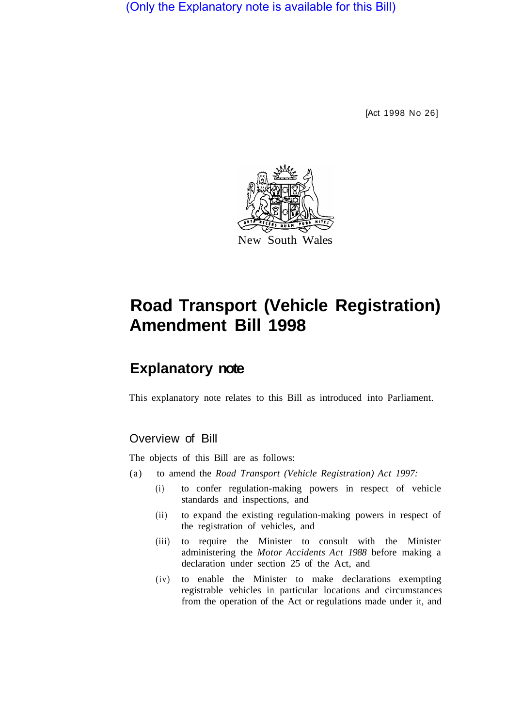(Only the Explanatory note is available for this Bill)

[Act 1998 No 26]

New South Wales

# Road Transport (Vehicle Registration) Amendment Bill 1998

## Explanatory note

This explanatory note relates to this Bill as introduced into Parliament.

### Overview of Bill

The objects of this Bill are as follows:

(a) to amend the *Road Transport (Vehicle Registration) Act 1997:*

(i) to confer regulation-making powers in respect of vehicle standards and inspections, and

(ii) to expand the existing regulation-making powers in respect of the registration of vehicles, and

(iii) to require the Minister to consult with the Minister administering the *Motor Accidents Act 1988* before making a declaration under section 25 of the Act, and

(iv) to enable the Minister to make declarations exempting registrable vehicles in particular locations and circumstances from the operation of the Act or regulations made under it, and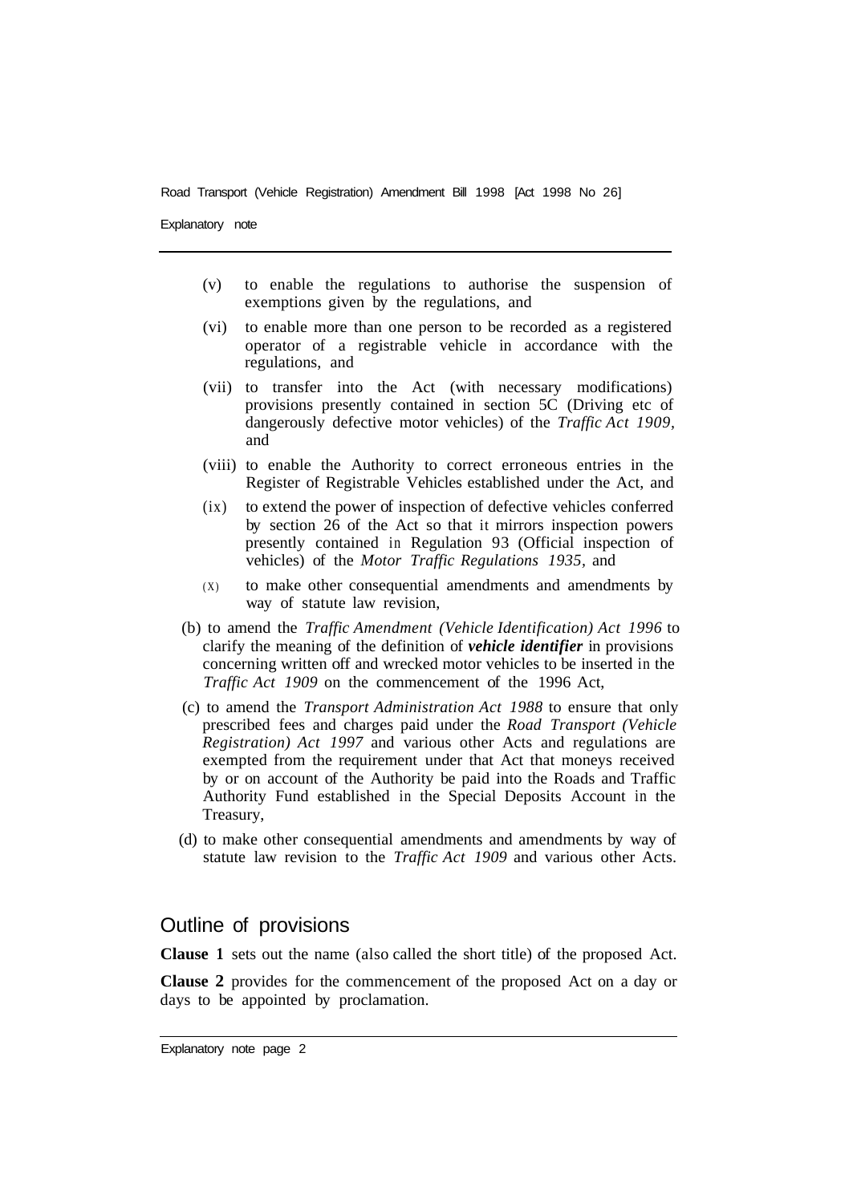(v) to enable the regulations to authorise the suspension of exemptions given by the regulations, and

(vi) to enable more than one person to be recorded as a registered operator of a registrable vehicle in accordance with the regulations, and

(vii) to transfer into the Act (with necessary modifications) provisions presently contained in section 5C (Driving etc of dangerously defective motor vehicles) of the *Traffic Act 1909*, and

(viii) to enable the Authority to correct erroneous entries in the Register of Registrable Vehicles established under the Act, and

(ix) to extend the power of inspection of defective vehicles conferred by section 26 of the Act so that it mirrors inspection powers presently contained in Regulation 93 (Official inspection of vehicles) of the *Motor Traffic Regulations 1935*, and

(X) to make other consequential amendments and amendments by way of statute law revision,

(b) to amend the *Traffic Amendment (Vehicle Identification) Act 1996* to clarify the meaning of the definition of ***vehicle identifier*** in provisions concerning written off and wrecked motor vehicles to be inserted in the *Traffic Act 1909* on the commencement of the 1996 Act,

(c) to amend the *Transport Administration Act 1988* to ensure that only prescribed fees and charges paid under the *Road Transport (Vehicle Registration) Act 1997* and various other Acts and regulations are exempted from the requirement under that Act that moneys received by or on account of the Authority be paid into the Roads and Traffic Authority Fund established in the Special Deposits Account in the Treasury,

(d) to make other consequential amendments and amendments by way of statute law revision to the *Traffic Act 1909* and various other Acts.

## Outline of provisions

**Clause 1** sets out the name (also called the short title) of the proposed Act.

**Clause 2** provides for the commencement of the proposed Act on a day or days to be appointed by proclamation.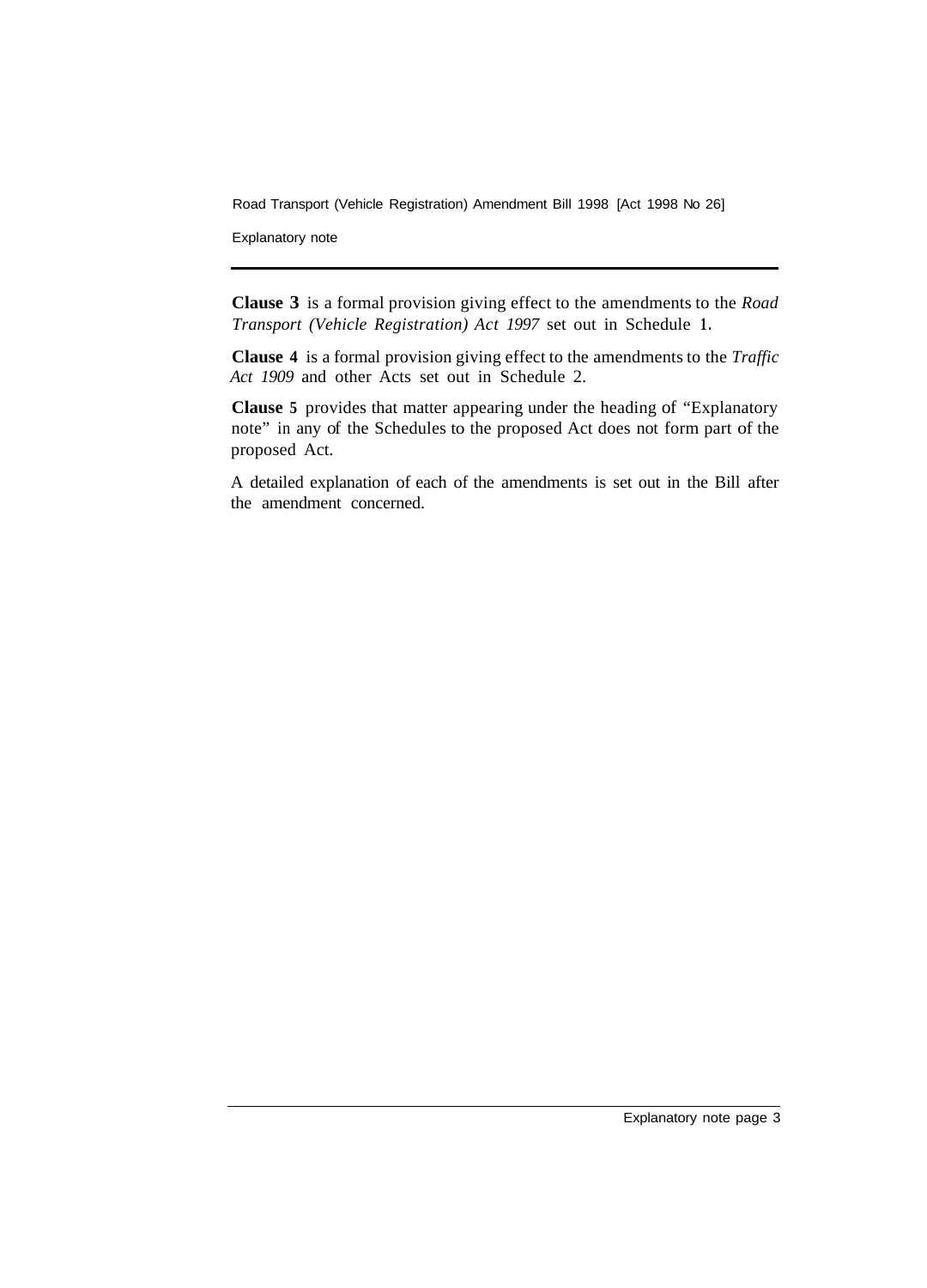**Clause 3** is a formal provision giving effect to the amendments to the *Road Transport (Vehicle Registration) Act 1997* set out in Schedule 1.

**Clause 4** is a formal provision giving effect to the amendments to the *Traffic Act 1909* and other Acts set out in Schedule 2.

**Clause 5** provides that matter appearing under the heading of "Explanatory note" in any of the Schedules to the proposed Act does not form part of the proposed Act.

A detailed explanation of each of the amendments is set out in the Bill after the amendment concerned.